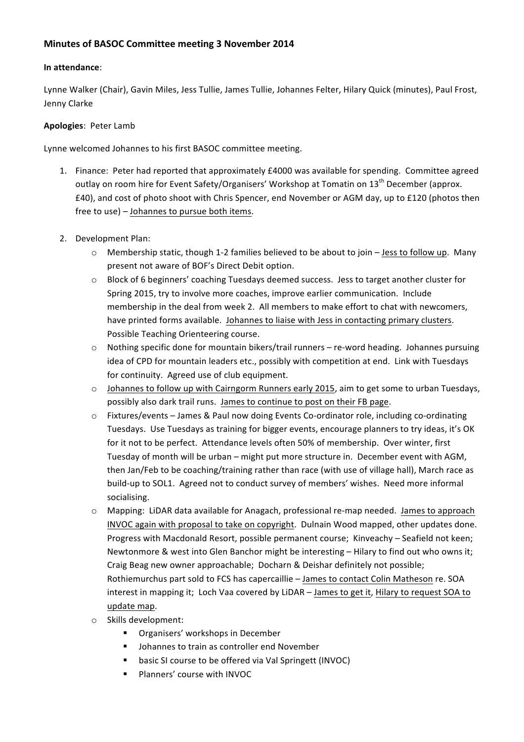## Minutes of BASOC Committee meeting 3 November 2014

**In attendance**:

Lynne Walker (Chair), Gavin Miles, Jess Tullie, James Tullie, Johannes Felter, Hilary Quick (minutes), Paul Frost, Jenny Clarke

**Apologies**: Peter Lamb

Lynne welcomed Johannes to his first BASOC committee meeting.

1. Finance: Peter had reported that approximately £4000 was available for spending. Committee agreed outlay on room hire for Event Safety/Organisers' Workshop at Tomatin on 13th December (approx. £40), and cost of photo shoot with Chris Spencer, end November or AGM day, up to £120 (photos then free to use) – <u>Johannes to pursue both items</u>.

2. Development Plan:
   - Membership static, though 1-2 families believed to be about to join – <u>Jess to follow up</u>. Many present not aware of BOF's Direct Debit option.
   - Block of 6 beginners' coaching Tuesdays deemed success. Jess to target another cluster for Spring 2015, try to involve more coaches, improve earlier communication. Include membership in the deal from week 2. All members to make effort to chat with newcomers, have printed forms available. <u>Johannes to liaise with Jess in contacting primary clusters</u>. Possible Teaching Orienteering course.
   - Nothing specific done for mountain bikers/trail runners – re-word heading. Johannes pursuing idea of CPD for mountain leaders etc., possibly with competition at end. Link with Tuesdays for continuity. Agreed use of club equipment.
   - <u>Johannes to follow up with Cairngorm Runners early 2015</u>, aim to get some to urban Tuesdays, possibly also dark trail runs. <u>James to continue to post on their FB page</u>.
   - Fixtures/events – James & Paul now doing Events Co-ordinator role, including co-ordinating Tuesdays. Use Tuesdays as training for bigger events, encourage planners to try ideas, it's OK for it not to be perfect. Attendance levels often 50% of membership. Over winter, first Tuesday of month will be urban – might put more structure in. December event with AGM, then Jan/Feb to be coaching/training rather than race (with use of village hall), March race as build-up to SOL1. Agreed not to conduct survey of members' wishes. Need more informal socialising.
   - Mapping: LiDAR data available for Anagach, professional re-map needed. <u>James to approach INVOC again with proposal to take on copyright</u>. Dulnain Wood mapped, other updates done. Progress with Macdonald Resort, possible permanent course; Kinveachy – Seafield not keen; Newtonmore & west into Glen Banchor might be interesting – Hilary to find out who owns it; Craig Beag new owner approachable; Docharn & Deishar definitely not possible; Rothiemurchus part sold to FCS has capercaillie – <u>James to contact Colin Matheson</u> re. SOA interest in mapping it; Loch Vaa covered by LiDAR – <u>James to get it</u>, <u>Hilary to request SOA to update map</u>.
   - Skills development:
     - Organisers' workshops in December
     - Johannes to train as controller end November
     - basic SI course to be offered via Val Springett (INVOC)
     - Planners' course with INVOC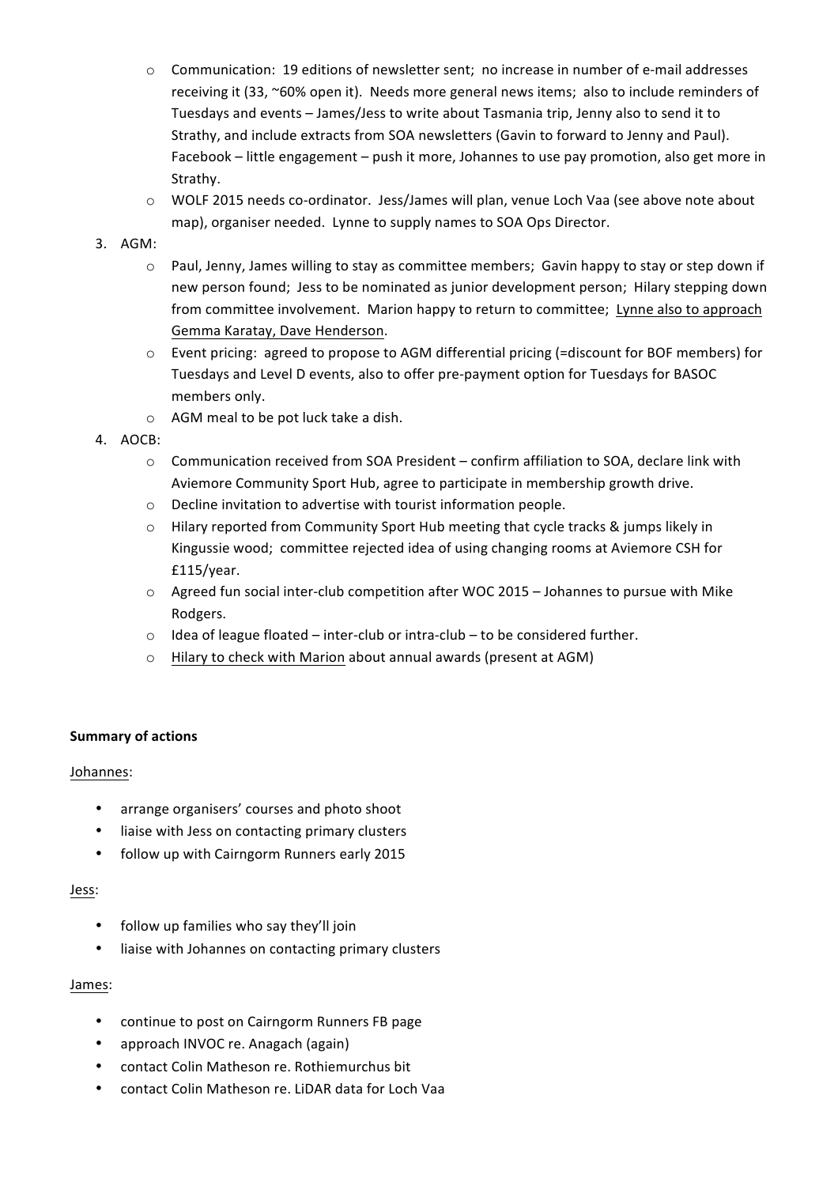- Communication: 19 editions of newsletter sent; no increase in number of e-mail addresses receiving it (33, ~60% open it). Needs more general news items; also to include reminders of Tuesdays and events – James/Jess to write about Tasmania trip, Jenny also to send it to Strathy, and include extracts from SOA newsletters (Gavin to forward to Jenny and Paul). Facebook – little engagement – push it more, Johannes to use pay promotion, also get more in Strathy.
- WOLF 2015 needs co-ordinator. Jess/James will plan, venue Loch Vaa (see above note about map), organiser needed. Lynne to supply names to SOA Ops Director.

3. AGM:
   - Paul, Jenny, James willing to stay as committee members; Gavin happy to stay or step down if new person found; Jess to be nominated as junior development person; Hilary stepping down from committee involvement. Marion happy to return to committee; <u>Lynne also to approach Gemma Karatay, Dave Henderson</u>.
   - Event pricing: agreed to propose to AGM differential pricing (=discount for BOF members) for Tuesdays and Level D events, also to offer pre-payment option for Tuesdays for BASOC members only.
   - AGM meal to be pot luck take a dish.
4. AOCB:
   - Communication received from SOA President – confirm affiliation to SOA, declare link with Aviemore Community Sport Hub, agree to participate in membership growth drive.
   - Decline invitation to advertise with tourist information people.
   - Hilary reported from Community Sport Hub meeting that cycle tracks & jumps likely in Kingussie wood; committee rejected idea of using changing rooms at Aviemore CSH for £115/year.
   - Agreed fun social inter-club competition after WOC 2015 – Johannes to pursue with Mike Rodgers.
   - Idea of league floated – inter-club or intra-club – to be considered further.
   - <u>Hilary to check with Marion</u> about annual awards (present at AGM)

**Summary of actions**

<u>Johannes</u>:

- arrange organisers' courses and photo shoot
- liaise with Jess on contacting primary clusters
- follow up with Cairngorm Runners early 2015

<u>Jess</u>:

- follow up families who say they'll join
- liaise with Johannes on contacting primary clusters

<u>James</u>:

- continue to post on Cairngorm Runners FB page
- approach INVOC re. Anagach (again)
- contact Colin Matheson re. Rothiemurchus bit
- contact Colin Matheson re. LiDAR data for Loch Vaa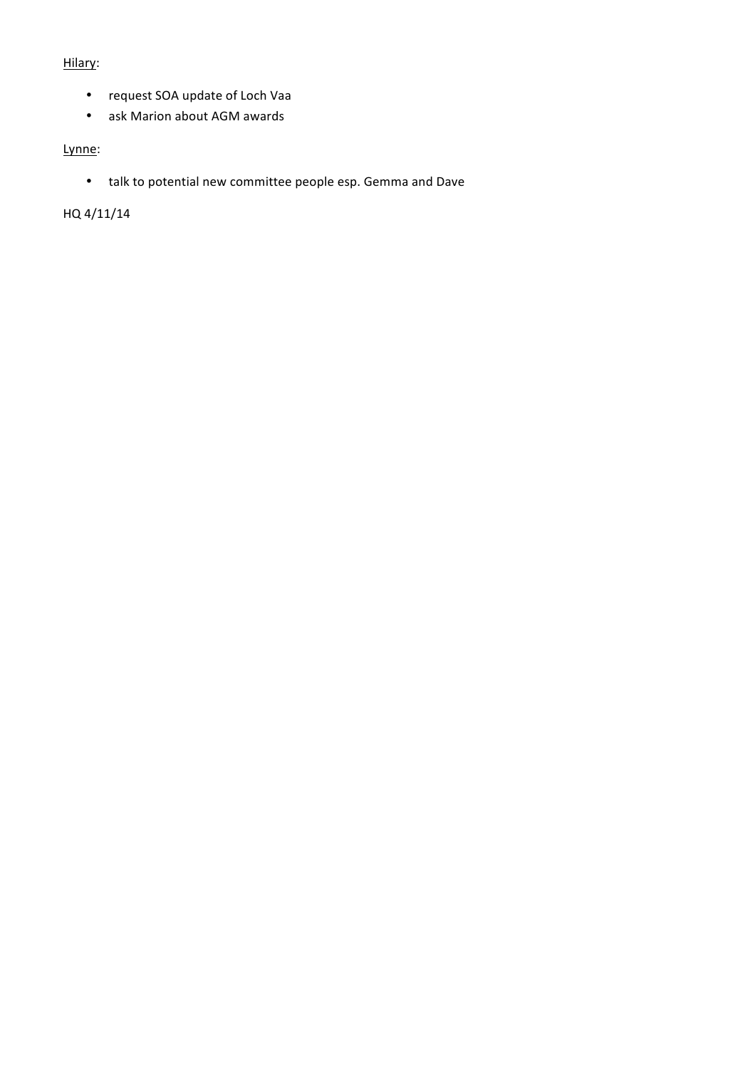<u>Hilary</u>:

- request SOA update of Loch Vaa
- ask Marion about AGM awards

<u>Lynne</u>:

- talk to potential new committee people esp. Gemma and Dave

HQ 4/11/14